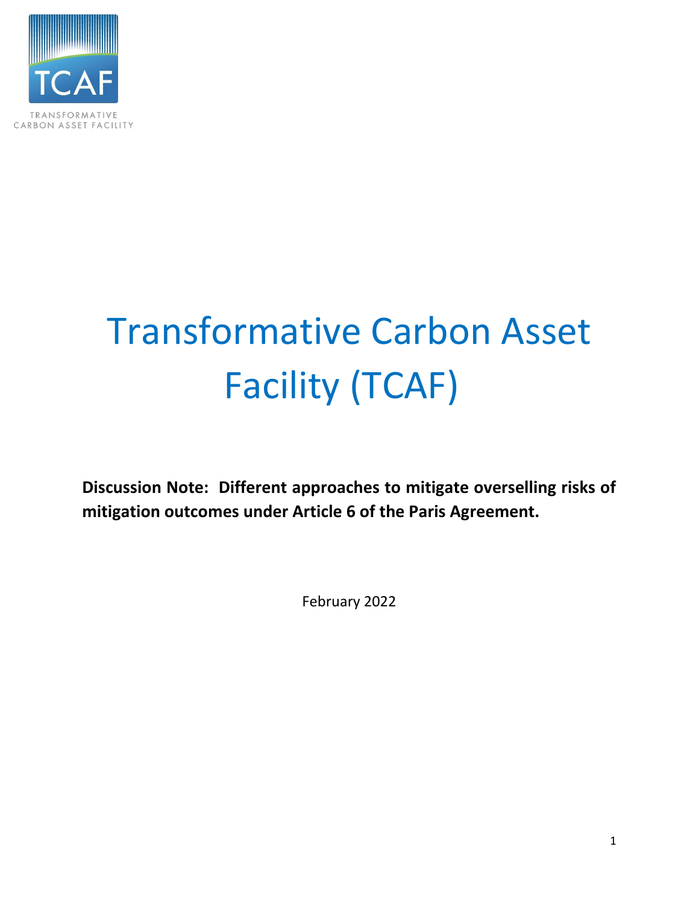TCAF

TRANSFORMATIVE CARBON ASSET FACILITY

# Transformative Carbon Asset Facility (TCAF)

**Discussion Note: Different approaches to mitigate overselling risks of mitigation outcomes under Article 6 of the Paris Agreement.**

February 2022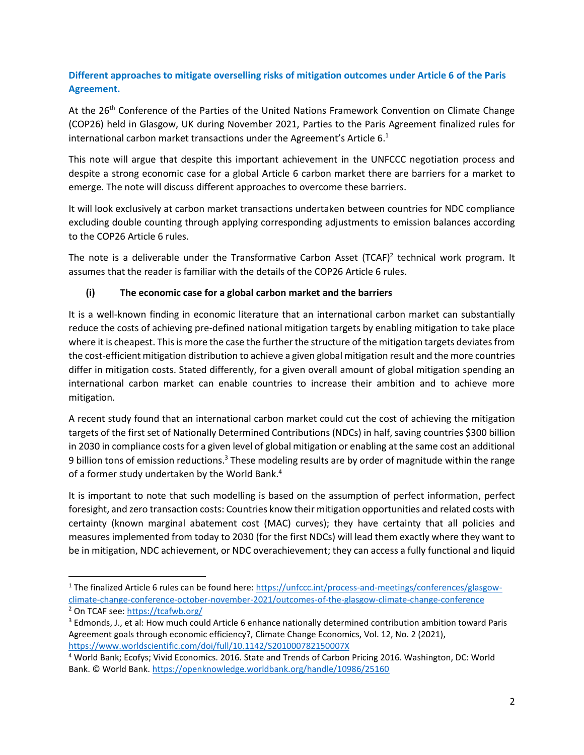## Different approaches to mitigate overselling risks of mitigation outcomes under Article 6 of the Paris Agreement.

At the 26th Conference of the Parties of the United Nations Framework Convention on Climate Change (COP26) held in Glasgow, UK during November 2021, Parties to the Paris Agreement finalized rules for international carbon market transactions under the Agreement's Article 6.[1]

This note will argue that despite this important achievement in the UNFCCC negotiation process and despite a strong economic case for a global Article 6 carbon market there are barriers for a market to emerge. The note will discuss different approaches to overcome these barriers.

It will look exclusively at carbon market transactions undertaken between countries for NDC compliance excluding double counting through applying corresponding adjustments to emission balances according to the COP26 Article 6 rules.

The note is a deliverable under the Transformative Carbon Asset (TCAF)[2] technical work program. It assumes that the reader is familiar with the details of the COP26 Article 6 rules.

### (i) The economic case for a global carbon market and the barriers

It is a well-known finding in economic literature that an international carbon market can substantially reduce the costs of achieving pre-defined national mitigation targets by enabling mitigation to take place where it is cheapest. This is more the case the further the structure of the mitigation targets deviates from the cost-efficient mitigation distribution to achieve a given global mitigation result and the more countries differ in mitigation costs. Stated differently, for a given overall amount of global mitigation spending an international carbon market can enable countries to increase their ambition and to achieve more mitigation.

A recent study found that an international carbon market could cut the cost of achieving the mitigation targets of the first set of Nationally Determined Contributions (NDCs) in half, saving countries \$300 billion in 2030 in compliance costs for a given level of global mitigation or enabling at the same cost an additional 9 billion tons of emission reductions.[3] These modeling results are by order of magnitude within the range of a former study undertaken by the World Bank.[4]

It is important to note that such modelling is based on the assumption of perfect information, perfect foresight, and zero transaction costs: Countries know their mitigation opportunities and related costs with certainty (known marginal abatement cost (MAC) curves); they have certainty that all policies and measures implemented from today to 2030 (for the first NDCs) will lead them exactly where they want to be in mitigation, NDC achievement, or NDC overachievement; they can access a fully functional and liquid

---

[1] The finalized Article 6 rules can be found here: https://unfccc.int/process-and-meetings/conferences/glasgow-climate-change-conference-october-november-2021/outcomes-of-the-glasgow-climate-change-conference

[2] On TCAF see: https://tcafwb.org/

[3] Edmonds, J., et al: How much could Article 6 enhance nationally determined contribution ambition toward Paris Agreement goals through economic efficiency?, Climate Change Economics, Vol. 12, No. 2 (2021), https://www.worldscientific.com/doi/full/10.1142/S201000782150007X

[4] World Bank; Ecofys; Vivid Economics. 2016. State and Trends of Carbon Pricing 2016. Washington, DC: World Bank. © World Bank. https://openknowledge.worldbank.org/handle/10986/25160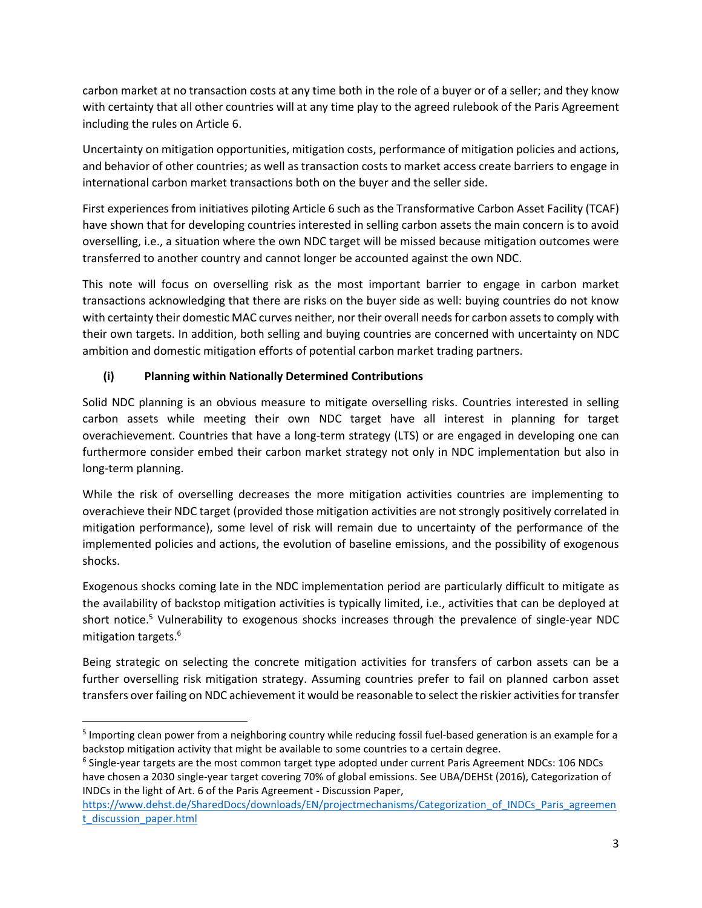carbon market at no transaction costs at any time both in the role of a buyer or of a seller; and they know with certainty that all other countries will at any time play to the agreed rulebook of the Paris Agreement including the rules on Article 6.

Uncertainty on mitigation opportunities, mitigation costs, performance of mitigation policies and actions, and behavior of other countries; as well as transaction costs to market access create barriers to engage in international carbon market transactions both on the buyer and the seller side.

First experiences from initiatives piloting Article 6 such as the Transformative Carbon Asset Facility (TCAF) have shown that for developing countries interested in selling carbon assets the main concern is to avoid overselling, i.e., a situation where the own NDC target will be missed because mitigation outcomes were transferred to another country and cannot longer be accounted against the own NDC.

This note will focus on overselling risk as the most important barrier to engage in carbon market transactions acknowledging that there are risks on the buyer side as well: buying countries do not know with certainty their domestic MAC curves neither, nor their overall needs for carbon assets to comply with their own targets. In addition, both selling and buying countries are concerned with uncertainty on NDC ambition and domestic mitigation efforts of potential carbon market trading partners.

### (i) Planning within Nationally Determined Contributions

Solid NDC planning is an obvious measure to mitigate overselling risks. Countries interested in selling carbon assets while meeting their own NDC target have all interest in planning for target overachievement. Countries that have a long-term strategy (LTS) or are engaged in developing one can furthermore consider embed their carbon market strategy not only in NDC implementation but also in long-term planning.

While the risk of overselling decreases the more mitigation activities countries are implementing to overachieve their NDC target (provided those mitigation activities are not strongly positively correlated in mitigation performance), some level of risk will remain due to uncertainty of the performance of the implemented policies and actions, the evolution of baseline emissions, and the possibility of exogenous shocks.

Exogenous shocks coming late in the NDC implementation period are particularly difficult to mitigate as the availability of backstop mitigation activities is typically limited, i.e., activities that can be deployed at short notice.[5] Vulnerability to exogenous shocks increases through the prevalence of single-year NDC mitigation targets.[6]

Being strategic on selecting the concrete mitigation activities for transfers of carbon assets can be a further overselling risk mitigation strategy. Assuming countries prefer to fail on planned carbon asset transfers over failing on NDC achievement it would be reasonable to select the riskier activities for transfer

---

[5] Importing clean power from a neighboring country while reducing fossil fuel-based generation is an example for a backstop mitigation activity that might be available to some countries to a certain degree.

[6] Single-year targets are the most common target type adopted under current Paris Agreement NDCs: 106 NDCs have chosen a 2030 single-year target covering 70% of global emissions. See UBA/DEHSt (2016), Categorization of INDCs in the light of Art. 6 of the Paris Agreement - Discussion Paper, https://www.dehst.de/SharedDocs/downloads/EN/projectmechanisms/Categorization_of_INDCs_Paris_agreement_discussion_paper.html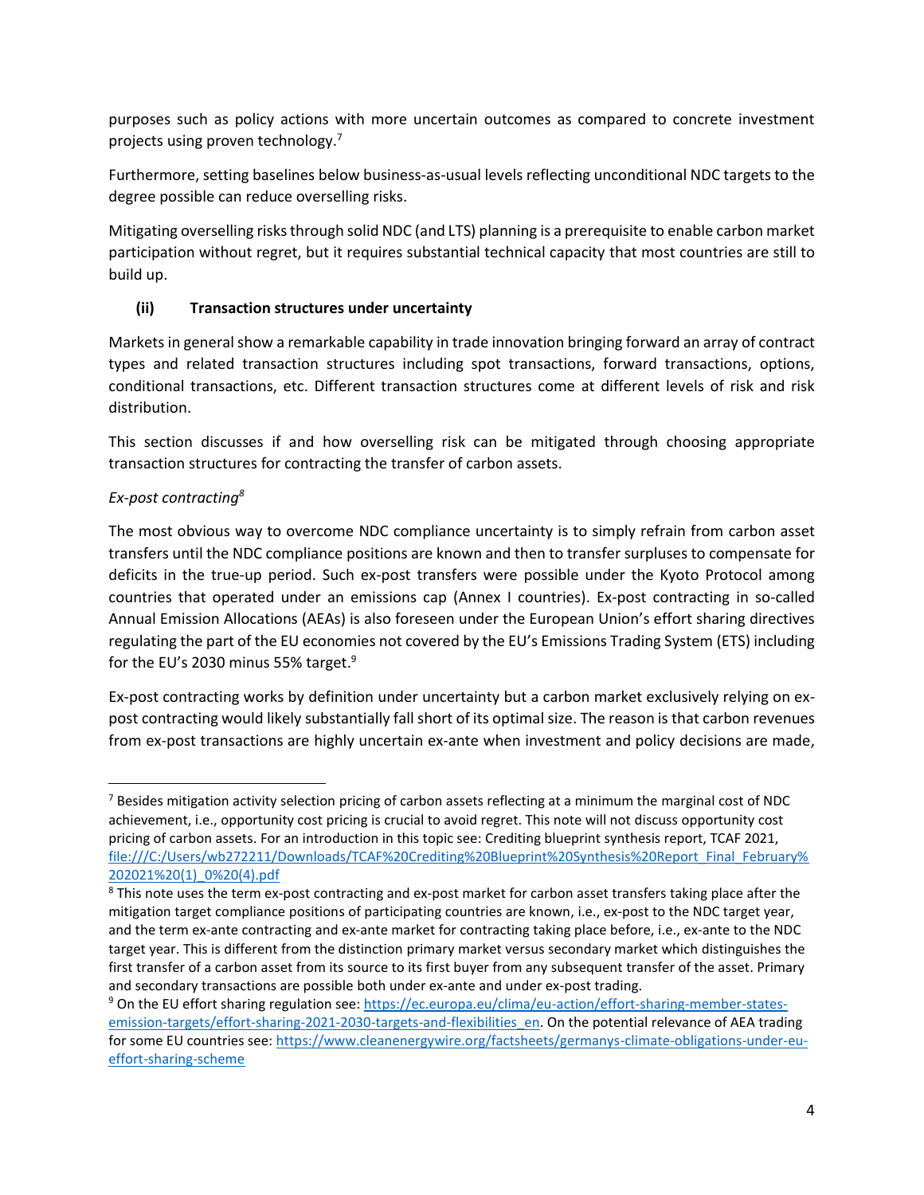purposes such as policy actions with more uncertain outcomes as compared to concrete investment projects using proven technology.[7]

Furthermore, setting baselines below business-as-usual levels reflecting unconditional NDC targets to the degree possible can reduce overselling risks.

Mitigating overselling risks through solid NDC (and LTS) planning is a prerequisite to enable carbon market participation without regret, but it requires substantial technical capacity that most countries are still to build up.

### (ii) Transaction structures under uncertainty

Markets in general show a remarkable capability in trade innovation bringing forward an array of contract types and related transaction structures including spot transactions, forward transactions, options, conditional transactions, etc. Different transaction structures come at different levels of risk and risk distribution.

This section discusses if and how overselling risk can be mitigated through choosing appropriate transaction structures for contracting the transfer of carbon assets.

*Ex-post contracting*[8]

The most obvious way to overcome NDC compliance uncertainty is to simply refrain from carbon asset transfers until the NDC compliance positions are known and then to transfer surpluses to compensate for deficits in the true-up period. Such ex-post transfers were possible under the Kyoto Protocol among countries that operated under an emissions cap (Annex I countries). Ex-post contracting in so-called Annual Emission Allocations (AEAs) is also foreseen under the European Union's effort sharing directives regulating the part of the EU economies not covered by the EU's Emissions Trading System (ETS) including for the EU's 2030 minus 55% target.[9]

Ex-post contracting works by definition under uncertainty but a carbon market exclusively relying on ex-post contracting would likely substantially fall short of its optimal size. The reason is that carbon revenues from ex-post transactions are highly uncertain ex-ante when investment and policy decisions are made,

---

[7] Besides mitigation activity selection pricing of carbon assets reflecting at a minimum the marginal cost of NDC achievement, i.e., opportunity cost pricing is crucial to avoid regret. This note will not discuss opportunity cost pricing of carbon assets. For an introduction in this topic see: Crediting blueprint synthesis report, TCAF 2021, file:///C:/Users/wb272211/Downloads/TCAF%20Crediting%20Blueprint%20Synthesis%20Report_Final_February%202021%20(1)_0%20(4).pdf

[8] This note uses the term ex-post contracting and ex-post market for carbon asset transfers taking place after the mitigation target compliance positions of participating countries are known, i.e., ex-post to the NDC target year, and the term ex-ante contracting and ex-ante market for contracting taking place before, i.e., ex-ante to the NDC target year. This is different from the distinction primary market versus secondary market which distinguishes the first transfer of a carbon asset from its source to its first buyer from any subsequent transfer of the asset. Primary and secondary transactions are possible both under ex-ante and under ex-post trading.

[9] On the EU effort sharing regulation see: https://ec.europa.eu/clima/eu-action/effort-sharing-member-states-emission-targets/effort-sharing-2021-2030-targets-and-flexibilities_en. On the potential relevance of AEA trading for some EU countries see: https://www.cleanenergywire.org/factsheets/germanys-climate-obligations-under-eu-effort-sharing-scheme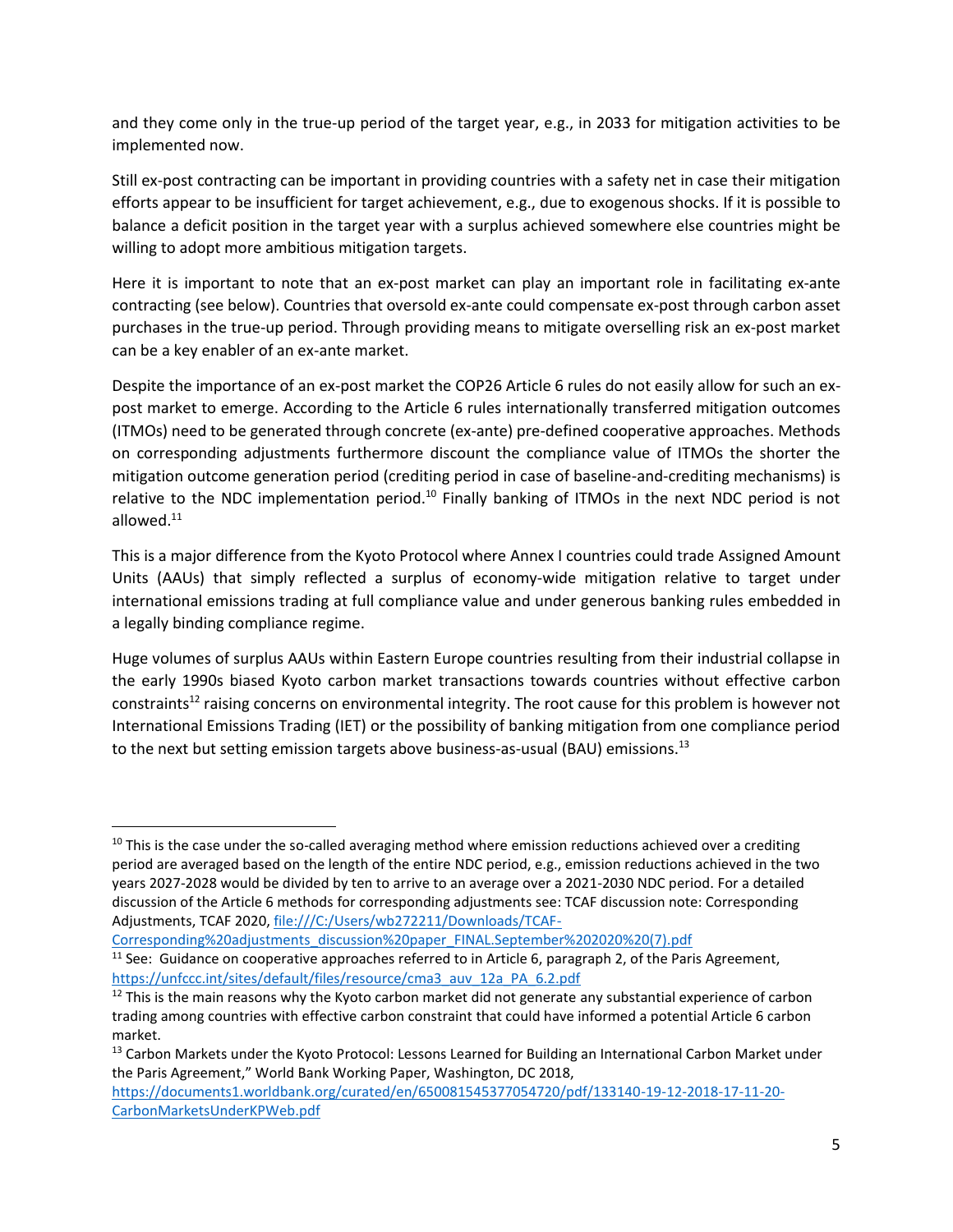and they come only in the true-up period of the target year, e.g., in 2033 for mitigation activities to be implemented now.

Still ex-post contracting can be important in providing countries with a safety net in case their mitigation efforts appear to be insufficient for target achievement, e.g., due to exogenous shocks. If it is possible to balance a deficit position in the target year with a surplus achieved somewhere else countries might be willing to adopt more ambitious mitigation targets.

Here it is important to note that an ex-post market can play an important role in facilitating ex-ante contracting (see below). Countries that oversold ex-ante could compensate ex-post through carbon asset purchases in the true-up period. Through providing means to mitigate overselling risk an ex-post market can be a key enabler of an ex-ante market.

Despite the importance of an ex-post market the COP26 Article 6 rules do not easily allow for such an ex-post market to emerge. According to the Article 6 rules internationally transferred mitigation outcomes (ITMOs) need to be generated through concrete (ex-ante) pre-defined cooperative approaches. Methods on corresponding adjustments furthermore discount the compliance value of ITMOs the shorter the mitigation outcome generation period (crediting period in case of baseline-and-crediting mechanisms) is relative to the NDC implementation period.[10] Finally banking of ITMOs in the next NDC period is not allowed.[11]

This is a major difference from the Kyoto Protocol where Annex I countries could trade Assigned Amount Units (AAUs) that simply reflected a surplus of economy-wide mitigation relative to target under international emissions trading at full compliance value and under generous banking rules embedded in a legally binding compliance regime.

Huge volumes of surplus AAUs within Eastern Europe countries resulting from their industrial collapse in the early 1990s biased Kyoto carbon market transactions towards countries without effective carbon constraints[12] raising concerns on environmental integrity. The root cause for this problem is however not International Emissions Trading (IET) or the possibility of banking mitigation from one compliance period to the next but setting emission targets above business-as-usual (BAU) emissions.[13]

---

[10] This is the case under the so-called averaging method where emission reductions achieved over a crediting period are averaged based on the length of the entire NDC period, e.g., emission reductions achieved in the two years 2027-2028 would be divided by ten to arrive to an average over a 2021-2030 NDC period. For a detailed discussion of the Article 6 methods for corresponding adjustments see: TCAF discussion note: Corresponding Adjustments, TCAF 2020, file:///C:/Users/wb272211/Downloads/TCAF-Corresponding%20adjustments_discussion%20paper_FINAL.September%202020%20(7).pdf

[11] See: Guidance on cooperative approaches referred to in Article 6, paragraph 2, of the Paris Agreement, https://unfccc.int/sites/default/files/resource/cma3_auv_12a_PA_6.2.pdf

[12] This is the main reasons why the Kyoto carbon market did not generate any substantial experience of carbon trading among countries with effective carbon constraint that could have informed a potential Article 6 carbon market.

[13] Carbon Markets under the Kyoto Protocol: Lessons Learned for Building an International Carbon Market under the Paris Agreement," World Bank Working Paper, Washington, DC 2018, https://documents1.worldbank.org/curated/en/650081545377054720/pdf/133140-19-12-2018-17-11-20-CarbonMarketsUnderKPWeb.pdf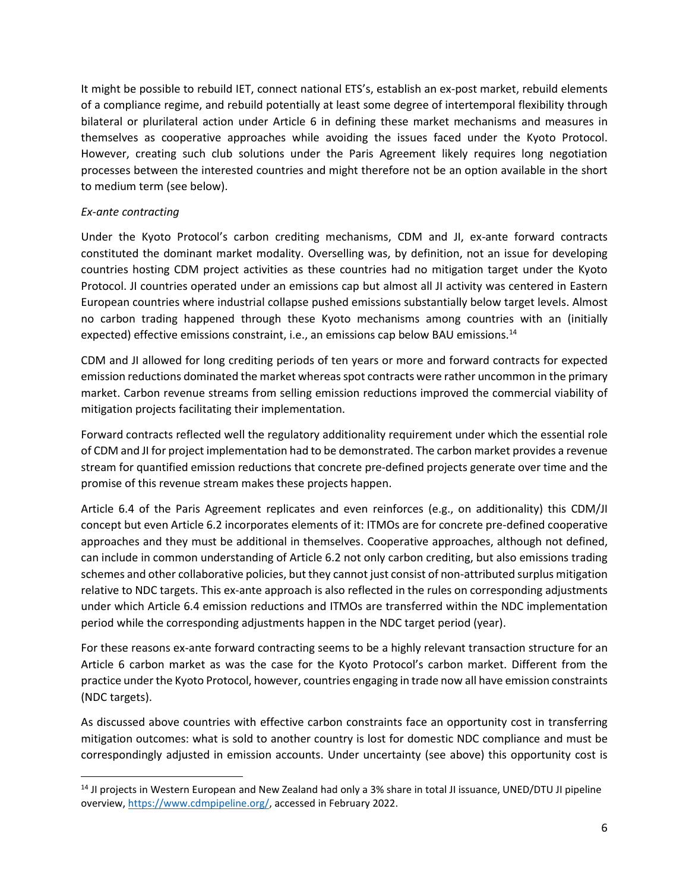It might be possible to rebuild IET, connect national ETS's, establish an ex-post market, rebuild elements of a compliance regime, and rebuild potentially at least some degree of intertemporal flexibility through bilateral or plurilateral action under Article 6 in defining these market mechanisms and measures in themselves as cooperative approaches while avoiding the issues faced under the Kyoto Protocol. However, creating such club solutions under the Paris Agreement likely requires long negotiation processes between the interested countries and might therefore not be an option available in the short to medium term (see below).

*Ex-ante contracting*

Under the Kyoto Protocol's carbon crediting mechanisms, CDM and JI, ex-ante forward contracts constituted the dominant market modality. Overselling was, by definition, not an issue for developing countries hosting CDM project activities as these countries had no mitigation target under the Kyoto Protocol. JI countries operated under an emissions cap but almost all JI activity was centered in Eastern European countries where industrial collapse pushed emissions substantially below target levels. Almost no carbon trading happened through these Kyoto mechanisms among countries with an (initially expected) effective emissions constraint, i.e., an emissions cap below BAU emissions.[14]

CDM and JI allowed for long crediting periods of ten years or more and forward contracts for expected emission reductions dominated the market whereas spot contracts were rather uncommon in the primary market. Carbon revenue streams from selling emission reductions improved the commercial viability of mitigation projects facilitating their implementation.

Forward contracts reflected well the regulatory additionality requirement under which the essential role of CDM and JI for project implementation had to be demonstrated. The carbon market provides a revenue stream for quantified emission reductions that concrete pre-defined projects generate over time and the promise of this revenue stream makes these projects happen.

Article 6.4 of the Paris Agreement replicates and even reinforces (e.g., on additionality) this CDM/JI concept but even Article 6.2 incorporates elements of it: ITMOs are for concrete pre-defined cooperative approaches and they must be additional in themselves. Cooperative approaches, although not defined, can include in common understanding of Article 6.2 not only carbon crediting, but also emissions trading schemes and other collaborative policies, but they cannot just consist of non-attributed surplus mitigation relative to NDC targets. This ex-ante approach is also reflected in the rules on corresponding adjustments under which Article 6.4 emission reductions and ITMOs are transferred within the NDC implementation period while the corresponding adjustments happen in the NDC target period (year).

For these reasons ex-ante forward contracting seems to be a highly relevant transaction structure for an Article 6 carbon market as was the case for the Kyoto Protocol's carbon market. Different from the practice under the Kyoto Protocol, however, countries engaging in trade now all have emission constraints (NDC targets).

As discussed above countries with effective carbon constraints face an opportunity cost in transferring mitigation outcomes: what is sold to another country is lost for domestic NDC compliance and must be correspondingly adjusted in emission accounts. Under uncertainty (see above) this opportunity cost is

[14] JI projects in Western European and New Zealand had only a 3% share in total JI issuance, UNED/DTU JI pipeline overview, https://www.cdmpipeline.org/, accessed in February 2022.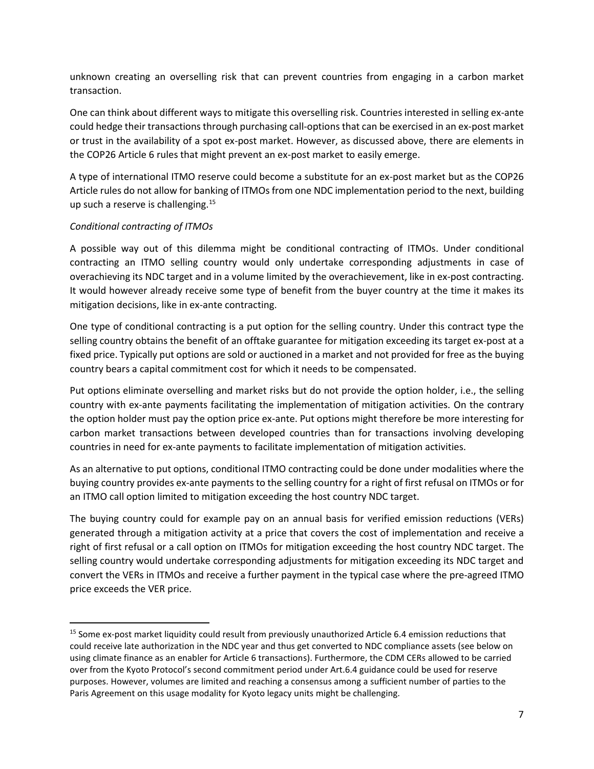unknown creating an overselling risk that can prevent countries from engaging in a carbon market transaction.

One can think about different ways to mitigate this overselling risk. Countries interested in selling ex-ante could hedge their transactions through purchasing call-options that can be exercised in an ex-post market or trust in the availability of a spot ex-post market. However, as discussed above, there are elements in the COP26 Article 6 rules that might prevent an ex-post market to easily emerge.

A type of international ITMO reserve could become a substitute for an ex-post market but as the COP26 Article rules do not allow for banking of ITMOs from one NDC implementation period to the next, building up such a reserve is challenging.[15]

*Conditional contracting of ITMOs*

A possible way out of this dilemma might be conditional contracting of ITMOs. Under conditional contracting an ITMO selling country would only undertake corresponding adjustments in case of overachieving its NDC target and in a volume limited by the overachievement, like in ex-post contracting. It would however already receive some type of benefit from the buyer country at the time it makes its mitigation decisions, like in ex-ante contracting.

One type of conditional contracting is a put option for the selling country. Under this contract type the selling country obtains the benefit of an offtake guarantee for mitigation exceeding its target ex-post at a fixed price. Typically put options are sold or auctioned in a market and not provided for free as the buying country bears a capital commitment cost for which it needs to be compensated.

Put options eliminate overselling and market risks but do not provide the option holder, i.e., the selling country with ex-ante payments facilitating the implementation of mitigation activities. On the contrary the option holder must pay the option price ex-ante. Put options might therefore be more interesting for carbon market transactions between developed countries than for transactions involving developing countries in need for ex-ante payments to facilitate implementation of mitigation activities.

As an alternative to put options, conditional ITMO contracting could be done under modalities where the buying country provides ex-ante payments to the selling country for a right of first refusal on ITMOs or for an ITMO call option limited to mitigation exceeding the host country NDC target.

The buying country could for example pay on an annual basis for verified emission reductions (VERs) generated through a mitigation activity at a price that covers the cost of implementation and receive a right of first refusal or a call option on ITMOs for mitigation exceeding the host country NDC target. The selling country would undertake corresponding adjustments for mitigation exceeding its NDC target and convert the VERs in ITMOs and receive a further payment in the typical case where the pre-agreed ITMO price exceeds the VER price.

---

[15] Some ex-post market liquidity could result from previously unauthorized Article 6.4 emission reductions that could receive late authorization in the NDC year and thus get converted to NDC compliance assets (see below on using climate finance as an enabler for Article 6 transactions). Furthermore, the CDM CERs allowed to be carried over from the Kyoto Protocol's second commitment period under Art.6.4 guidance could be used for reserve purposes. However, volumes are limited and reaching a consensus among a sufficient number of parties to the Paris Agreement on this usage modality for Kyoto legacy units might be challenging.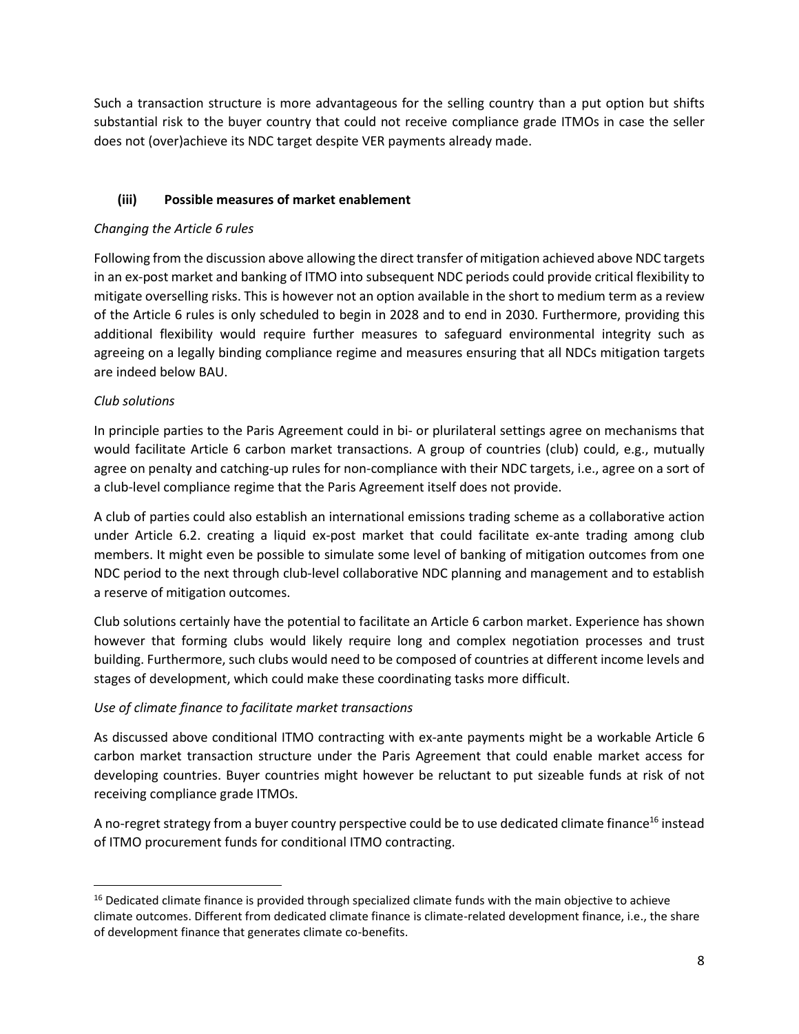Such a transaction structure is more advantageous for the selling country than a put option but shifts substantial risk to the buyer country that could not receive compliance grade ITMOs in case the seller does not (over)achieve its NDC target despite VER payments already made.

### (iii) Possible measures of market enablement

*Changing the Article 6 rules*

Following from the discussion above allowing the direct transfer of mitigation achieved above NDC targets in an ex-post market and banking of ITMO into subsequent NDC periods could provide critical flexibility to mitigate overselling risks. This is however not an option available in the short to medium term as a review of the Article 6 rules is only scheduled to begin in 2028 and to end in 2030. Furthermore, providing this additional flexibility would require further measures to safeguard environmental integrity such as agreeing on a legally binding compliance regime and measures ensuring that all NDCs mitigation targets are indeed below BAU.

*Club solutions*

In principle parties to the Paris Agreement could in bi- or plurilateral settings agree on mechanisms that would facilitate Article 6 carbon market transactions. A group of countries (club) could, e.g., mutually agree on penalty and catching-up rules for non-compliance with their NDC targets, i.e., agree on a sort of a club-level compliance regime that the Paris Agreement itself does not provide.

A club of parties could also establish an international emissions trading scheme as a collaborative action under Article 6.2. creating a liquid ex-post market that could facilitate ex-ante trading among club members. It might even be possible to simulate some level of banking of mitigation outcomes from one NDC period to the next through club-level collaborative NDC planning and management and to establish a reserve of mitigation outcomes.

Club solutions certainly have the potential to facilitate an Article 6 carbon market. Experience has shown however that forming clubs would likely require long and complex negotiation processes and trust building. Furthermore, such clubs would need to be composed of countries at different income levels and stages of development, which could make these coordinating tasks more difficult.

*Use of climate finance to facilitate market transactions*

As discussed above conditional ITMO contracting with ex-ante payments might be a workable Article 6 carbon market transaction structure under the Paris Agreement that could enable market access for developing countries. Buyer countries might however be reluctant to put sizeable funds at risk of not receiving compliance grade ITMOs.

A no-regret strategy from a buyer country perspective could be to use dedicated climate finance[16] instead of ITMO procurement funds for conditional ITMO contracting.

[16] Dedicated climate finance is provided through specialized climate funds with the main objective to achieve climate outcomes. Different from dedicated climate finance is climate-related development finance, i.e., the share of development finance that generates climate co-benefits.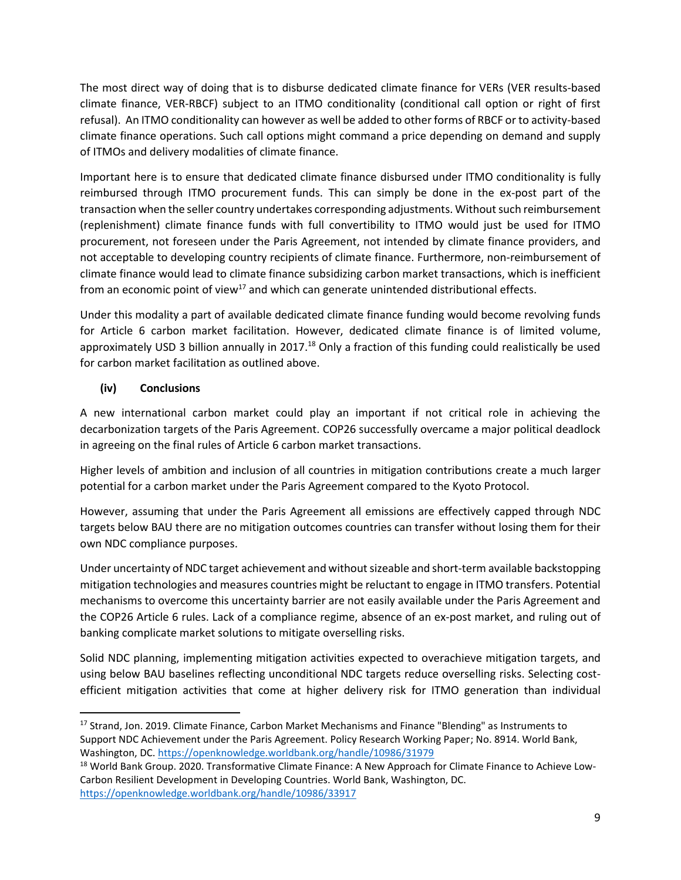The most direct way of doing that is to disburse dedicated climate finance for VERs (VER results-based climate finance, VER-RBCF) subject to an ITMO conditionality (conditional call option or right of first refusal). An ITMO conditionality can however as well be added to other forms of RBCF or to activity-based climate finance operations. Such call options might command a price depending on demand and supply of ITMOs and delivery modalities of climate finance.

Important here is to ensure that dedicated climate finance disbursed under ITMO conditionality is fully reimbursed through ITMO procurement funds. This can simply be done in the ex-post part of the transaction when the seller country undertakes corresponding adjustments. Without such reimbursement (replenishment) climate finance funds with full convertibility to ITMO would just be used for ITMO procurement, not foreseen under the Paris Agreement, not intended by climate finance providers, and not acceptable to developing country recipients of climate finance. Furthermore, non-reimbursement of climate finance would lead to climate finance subsidizing carbon market transactions, which is inefficient from an economic point of view[17] and which can generate unintended distributional effects.

Under this modality a part of available dedicated climate finance funding would become revolving funds for Article 6 carbon market facilitation. However, dedicated climate finance is of limited volume, approximately USD 3 billion annually in 2017.[18] Only a fraction of this funding could realistically be used for carbon market facilitation as outlined above.

### (iv) Conclusions

A new international carbon market could play an important if not critical role in achieving the decarbonization targets of the Paris Agreement. COP26 successfully overcame a major political deadlock in agreeing on the final rules of Article 6 carbon market transactions.

Higher levels of ambition and inclusion of all countries in mitigation contributions create a much larger potential for a carbon market under the Paris Agreement compared to the Kyoto Protocol.

However, assuming that under the Paris Agreement all emissions are effectively capped through NDC targets below BAU there are no mitigation outcomes countries can transfer without losing them for their own NDC compliance purposes.

Under uncertainty of NDC target achievement and without sizeable and short-term available backstopping mitigation technologies and measures countries might be reluctant to engage in ITMO transfers. Potential mechanisms to overcome this uncertainty barrier are not easily available under the Paris Agreement and the COP26 Article 6 rules. Lack of a compliance regime, absence of an ex-post market, and ruling out of banking complicate market solutions to mitigate overselling risks.

Solid NDC planning, implementing mitigation activities expected to overachieve mitigation targets, and using below BAU baselines reflecting unconditional NDC targets reduce overselling risks. Selecting cost-efficient mitigation activities that come at higher delivery risk for ITMO generation than individual

---

[17] Strand, Jon. 2019. Climate Finance, Carbon Market Mechanisms and Finance "Blending" as Instruments to Support NDC Achievement under the Paris Agreement. Policy Research Working Paper; No. 8914. World Bank, Washington, DC. https://openknowledge.worldbank.org/handle/10986/31979

[18] World Bank Group. 2020. Transformative Climate Finance: A New Approach for Climate Finance to Achieve Low-Carbon Resilient Development in Developing Countries. World Bank, Washington, DC. https://openknowledge.worldbank.org/handle/10986/33917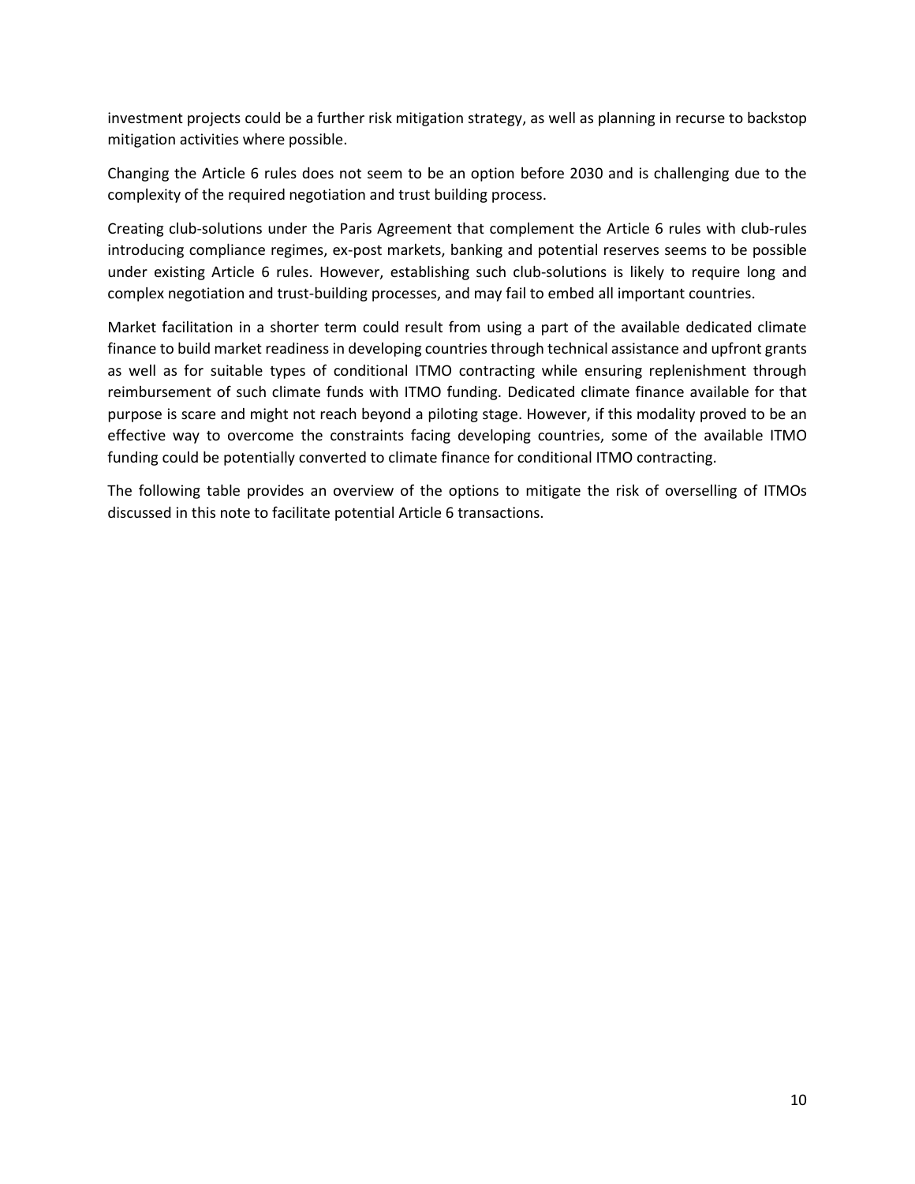investment projects could be a further risk mitigation strategy, as well as planning in recurse to backstop mitigation activities where possible.

Changing the Article 6 rules does not seem to be an option before 2030 and is challenging due to the complexity of the required negotiation and trust building process.

Creating club-solutions under the Paris Agreement that complement the Article 6 rules with club-rules introducing compliance regimes, ex-post markets, banking and potential reserves seems to be possible under existing Article 6 rules. However, establishing such club-solutions is likely to require long and complex negotiation and trust-building processes, and may fail to embed all important countries.

Market facilitation in a shorter term could result from using a part of the available dedicated climate finance to build market readiness in developing countries through technical assistance and upfront grants as well as for suitable types of conditional ITMO contracting while ensuring replenishment through reimbursement of such climate funds with ITMO funding. Dedicated climate finance available for that purpose is scare and might not reach beyond a piloting stage. However, if this modality proved to be an effective way to overcome the constraints facing developing countries, some of the available ITMO funding could be potentially converted to climate finance for conditional ITMO contracting.

The following table provides an overview of the options to mitigate the risk of overselling of ITMOs discussed in this note to facilitate potential Article 6 transactions.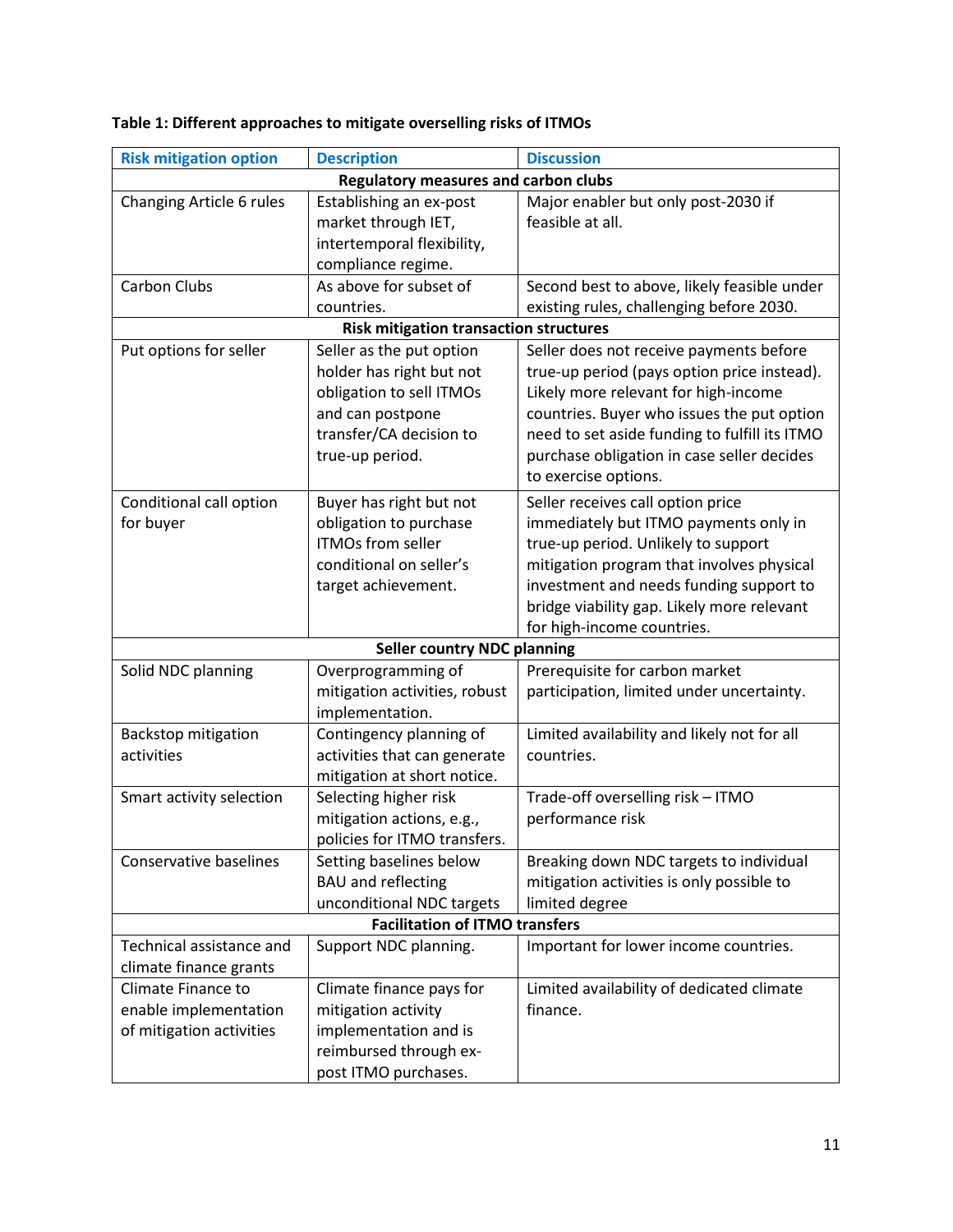**Table 1: Different approaches to mitigate overselling risks of ITMOs**

| Risk mitigation option | Description | Discussion |
|---|---|---|
| **Regulatory measures and carbon clubs** | | |
| Changing Article 6 rules | Establishing an ex-post market through IET, intertemporal flexibility, compliance regime. | Major enabler but only post-2030 if feasible at all. |
| Carbon Clubs | As above for subset of countries. | Second best to above, likely feasible under existing rules, challenging before 2030. |
| **Risk mitigation transaction structures** | | |
| Put options for seller | Seller as the put option holder has right but not obligation to sell ITMOs and can postpone transfer/CA decision to true-up period. | Seller does not receive payments before true-up period (pays option price instead). Likely more relevant for high-income countries. Buyer who issues the put option need to set aside funding to fulfill its ITMO purchase obligation in case seller decides to exercise options. |
| Conditional call option for buyer | Buyer has right but not obligation to purchase ITMOs from seller conditional on seller's target achievement. | Seller receives call option price immediately but ITMO payments only in true-up period. Unlikely to support mitigation program that involves physical investment and needs funding support to bridge viability gap. Likely more relevant for high-income countries. |
| **Seller country NDC planning** | | |
| Solid NDC planning | Overprogramming of mitigation activities, robust implementation. | Prerequisite for carbon market participation, limited under uncertainty. |
| Backstop mitigation activities | Contingency planning of activities that can generate mitigation at short notice. | Limited availability and likely not for all countries. |
| Smart activity selection | Selecting higher risk mitigation actions, e.g., policies for ITMO transfers. | Trade-off overselling risk – ITMO performance risk |
| Conservative baselines | Setting baselines below BAU and reflecting unconditional NDC targets | Breaking down NDC targets to individual mitigation activities is only possible to limited degree |
| **Facilitation of ITMO transfers** | | |
| Technical assistance and climate finance grants | Support NDC planning. | Important for lower income countries. |
| Climate Finance to enable implementation of mitigation activities | Climate finance pays for mitigation activity implementation and is reimbursed through ex-post ITMO purchases. | Limited availability of dedicated climate finance. |